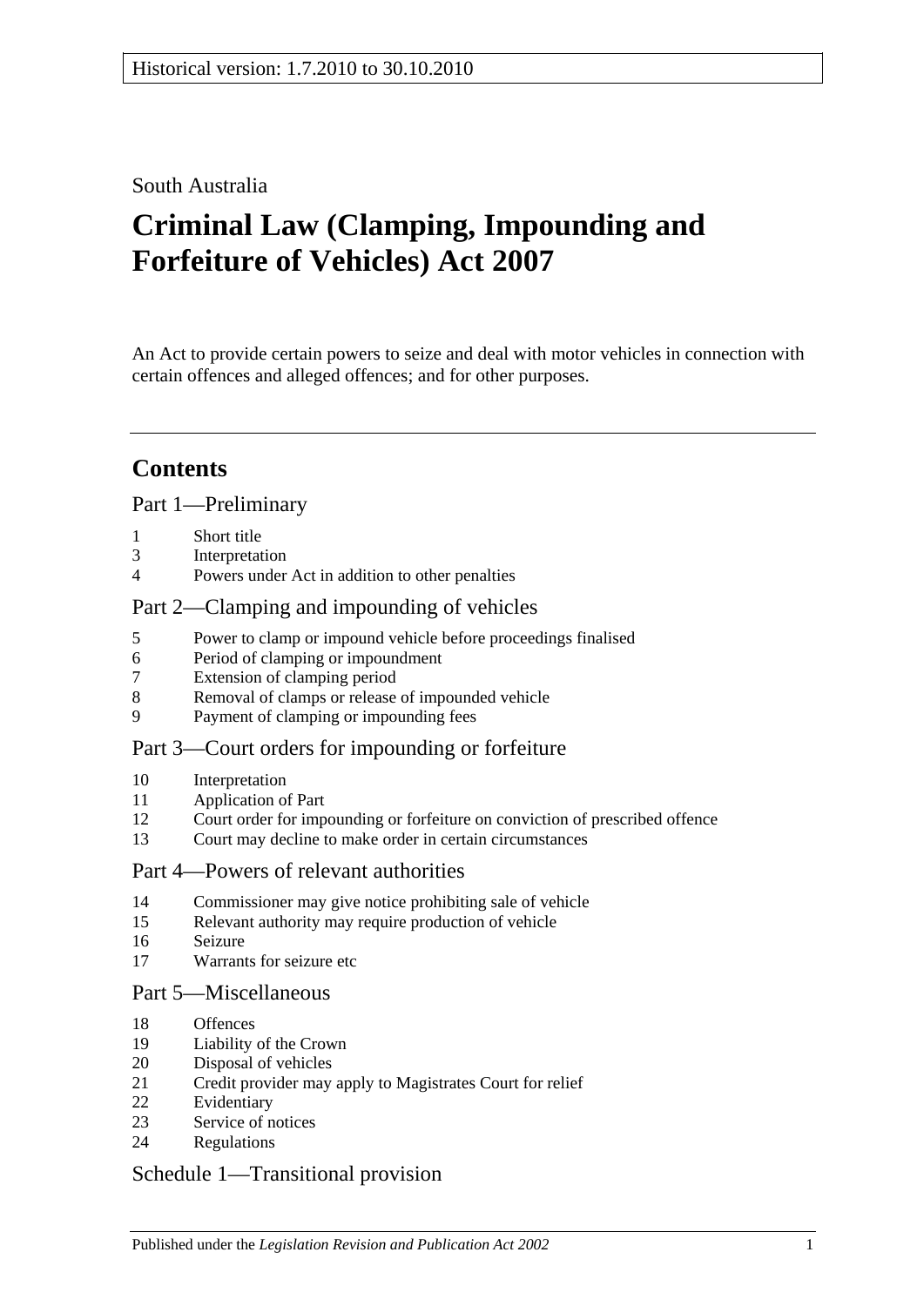Historical version: 1.7.2010 to 30.10.2010

South Australia

# Criminal Law (Clamping, Impounding and Forfeiture of Vehicles) Act 2007

An Act to provide certain powers to seize and deal with motor vehicles in connection with certain offences and alleged offences; and for other purposes.

## Contents

Part 1—Preliminary

1 Short title
3 Interpretation
4 Powers under Act in addition to other penalties

Part 2—Clamping and impounding of vehicles

5 Power to clamp or impound vehicle before proceedings finalised
6 Period of clamping or impoundment
7 Extension of clamping period
8 Removal of clamps or release of impounded vehicle
9 Payment of clamping or impounding fees

Part 3—Court orders for impounding or forfeiture

10 Interpretation
11 Application of Part
12 Court order for impounding or forfeiture on conviction of prescribed offence
13 Court may decline to make order in certain circumstances

Part 4—Powers of relevant authorities

14 Commissioner may give notice prohibiting sale of vehicle
15 Relevant authority may require production of vehicle
16 Seizure
17 Warrants for seizure etc

Part 5—Miscellaneous

18 Offences
19 Liability of the Crown
20 Disposal of vehicles
21 Credit provider may apply to Magistrates Court for relief
22 Evidentiary
23 Service of notices
24 Regulations

Schedule 1—Transitional provision

Published under the *Legislation Revision and Publication Act 2002*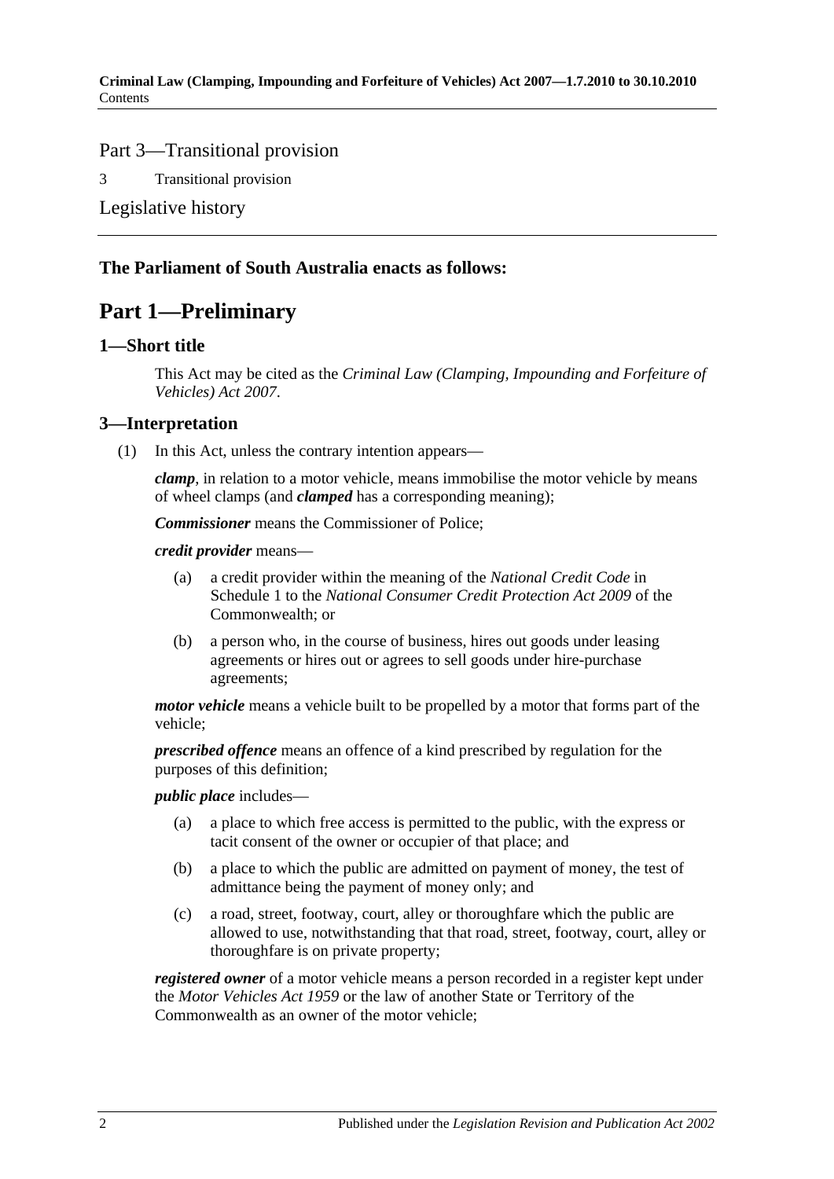Part 3—Transitional provision

3 Transitional provision

Legislative history

**The Parliament of South Australia enacts as follows:**

# Part 1—Preliminary

## 1—Short title

This Act may be cited as the *Criminal Law (Clamping, Impounding and Forfeiture of Vehicles) Act 2007*.

## 3—Interpretation

(1) In this Act, unless the contrary intention appears—

***clamp***, in relation to a motor vehicle, means immobilise the motor vehicle by means of wheel clamps (and ***clamped*** has a corresponding meaning);

***Commissioner*** means the Commissioner of Police;

***credit provider*** means—

(a) a credit provider within the meaning of the *National Credit Code* in Schedule 1 to the *National Consumer Credit Protection Act 2009* of the Commonwealth; or

(b) a person who, in the course of business, hires out goods under leasing agreements or hires out or agrees to sell goods under hire-purchase agreements;

***motor vehicle*** means a vehicle built to be propelled by a motor that forms part of the vehicle;

***prescribed offence*** means an offence of a kind prescribed by regulation for the purposes of this definition;

***public place*** includes—

(a) a place to which free access is permitted to the public, with the express or tacit consent of the owner or occupier of that place; and

(b) a place to which the public are admitted on payment of money, the test of admittance being the payment of money only; and

(c) a road, street, footway, court, alley or thoroughfare which the public are allowed to use, notwithstanding that that road, street, footway, court, alley or thoroughfare is on private property;

***registered owner*** of a motor vehicle means a person recorded in a register kept under the *Motor Vehicles Act 1959* or the law of another State or Territory of the Commonwealth as an owner of the motor vehicle;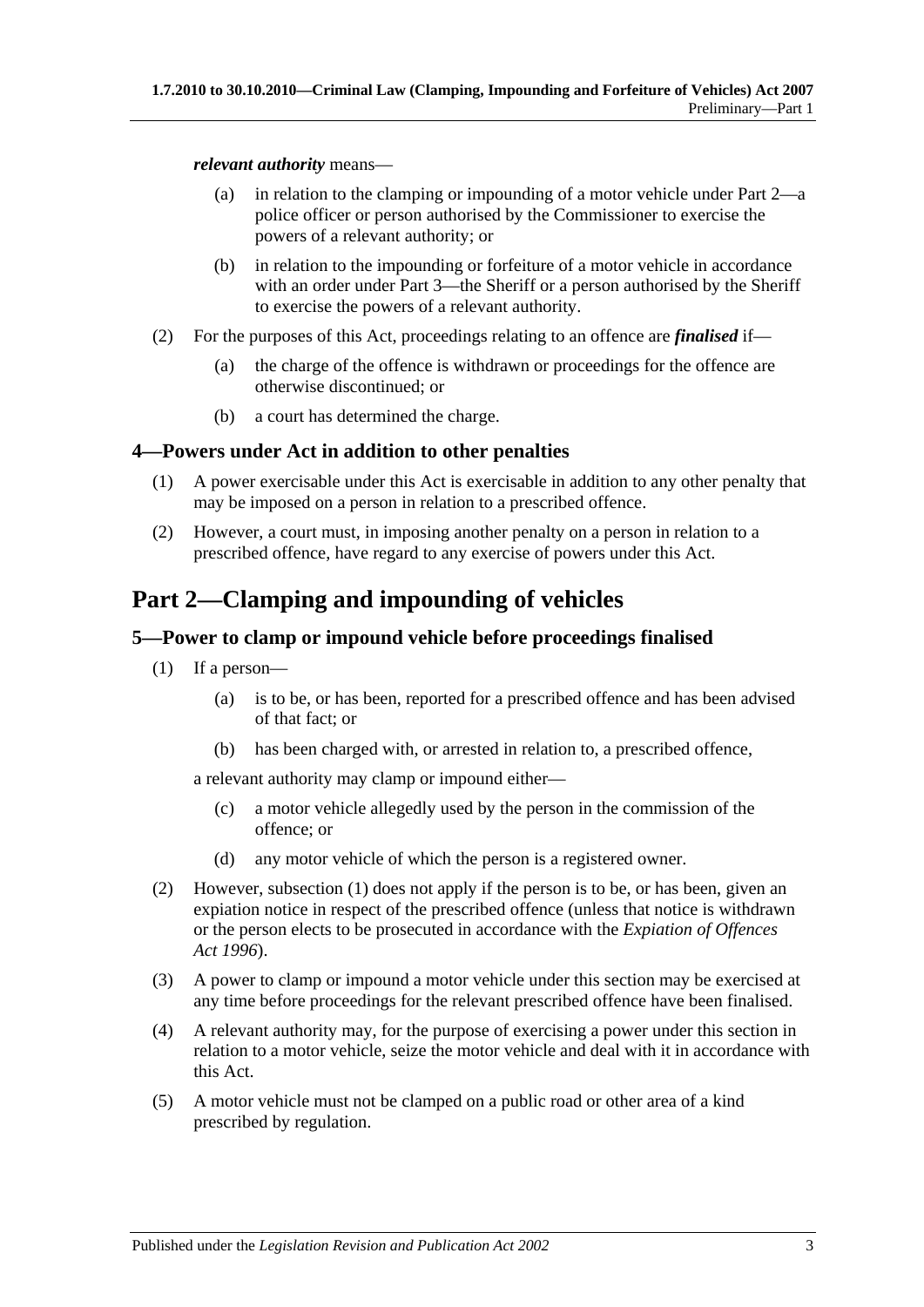***relevant authority*** means—

(a) in relation to the clamping or impounding of a motor vehicle under Part 2—a police officer or person authorised by the Commissioner to exercise the powers of a relevant authority; or

(b) in relation to the impounding or forfeiture of a motor vehicle in accordance with an order under Part 3—the Sheriff or a person authorised by the Sheriff to exercise the powers of a relevant authority.

(2) For the purposes of this Act, proceedings relating to an offence are ***finalised*** if—

(a) the charge of the offence is withdrawn or proceedings for the offence are otherwise discontinued; or

(b) a court has determined the charge.

## 4—Powers under Act in addition to other penalties

(1) A power exercisable under this Act is exercisable in addition to any other penalty that may be imposed on a person in relation to a prescribed offence.

(2) However, a court must, in imposing another penalty on a person in relation to a prescribed offence, have regard to any exercise of powers under this Act.

# Part 2—Clamping and impounding of vehicles

## 5—Power to clamp or impound vehicle before proceedings finalised

(1) If a person—

(a) is to be, or has been, reported for a prescribed offence and has been advised of that fact; or

(b) has been charged with, or arrested in relation to, a prescribed offence,

a relevant authority may clamp or impound either—

(c) a motor vehicle allegedly used by the person in the commission of the offence; or

(d) any motor vehicle of which the person is a registered owner.

(2) However, subsection (1) does not apply if the person is to be, or has been, given an expiation notice in respect of the prescribed offence (unless that notice is withdrawn or the person elects to be prosecuted in accordance with the *Expiation of Offences Act 1996*).

(3) A power to clamp or impound a motor vehicle under this section may be exercised at any time before proceedings for the relevant prescribed offence have been finalised.

(4) A relevant authority may, for the purpose of exercising a power under this section in relation to a motor vehicle, seize the motor vehicle and deal with it in accordance with this Act.

(5) A motor vehicle must not be clamped on a public road or other area of a kind prescribed by regulation.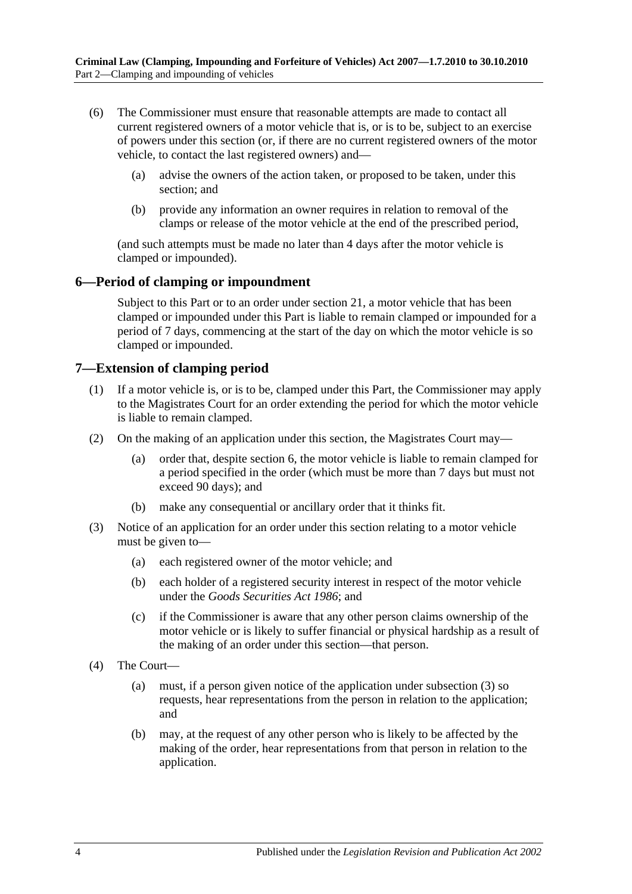(6) The Commissioner must ensure that reasonable attempts are made to contact all current registered owners of a motor vehicle that is, or is to be, subject to an exercise of powers under this section (or, if there are no current registered owners of the motor vehicle, to contact the last registered owners) and—

(a) advise the owners of the action taken, or proposed to be taken, under this section; and

(b) provide any information an owner requires in relation to removal of the clamps or release of the motor vehicle at the end of the prescribed period,

(and such attempts must be made no later than 4 days after the motor vehicle is clamped or impounded).

## 6—Period of clamping or impoundment

Subject to this Part or to an order under section 21, a motor vehicle that has been clamped or impounded under this Part is liable to remain clamped or impounded for a period of 7 days, commencing at the start of the day on which the motor vehicle is so clamped or impounded.

## 7—Extension of clamping period

(1) If a motor vehicle is, or is to be, clamped under this Part, the Commissioner may apply to the Magistrates Court for an order extending the period for which the motor vehicle is liable to remain clamped.

(2) On the making of an application under this section, the Magistrates Court may—

(a) order that, despite section 6, the motor vehicle is liable to remain clamped for a period specified in the order (which must be more than 7 days but must not exceed 90 days); and

(b) make any consequential or ancillary order that it thinks fit.

(3) Notice of an application for an order under this section relating to a motor vehicle must be given to—

(a) each registered owner of the motor vehicle; and

(b) each holder of a registered security interest in respect of the motor vehicle under the *Goods Securities Act 1986*; and

(c) if the Commissioner is aware that any other person claims ownership of the motor vehicle or is likely to suffer financial or physical hardship as a result of the making of an order under this section—that person.

(4) The Court—

(a) must, if a person given notice of the application under subsection (3) so requests, hear representations from the person in relation to the application; and

(b) may, at the request of any other person who is likely to be affected by the making of the order, hear representations from that person in relation to the application.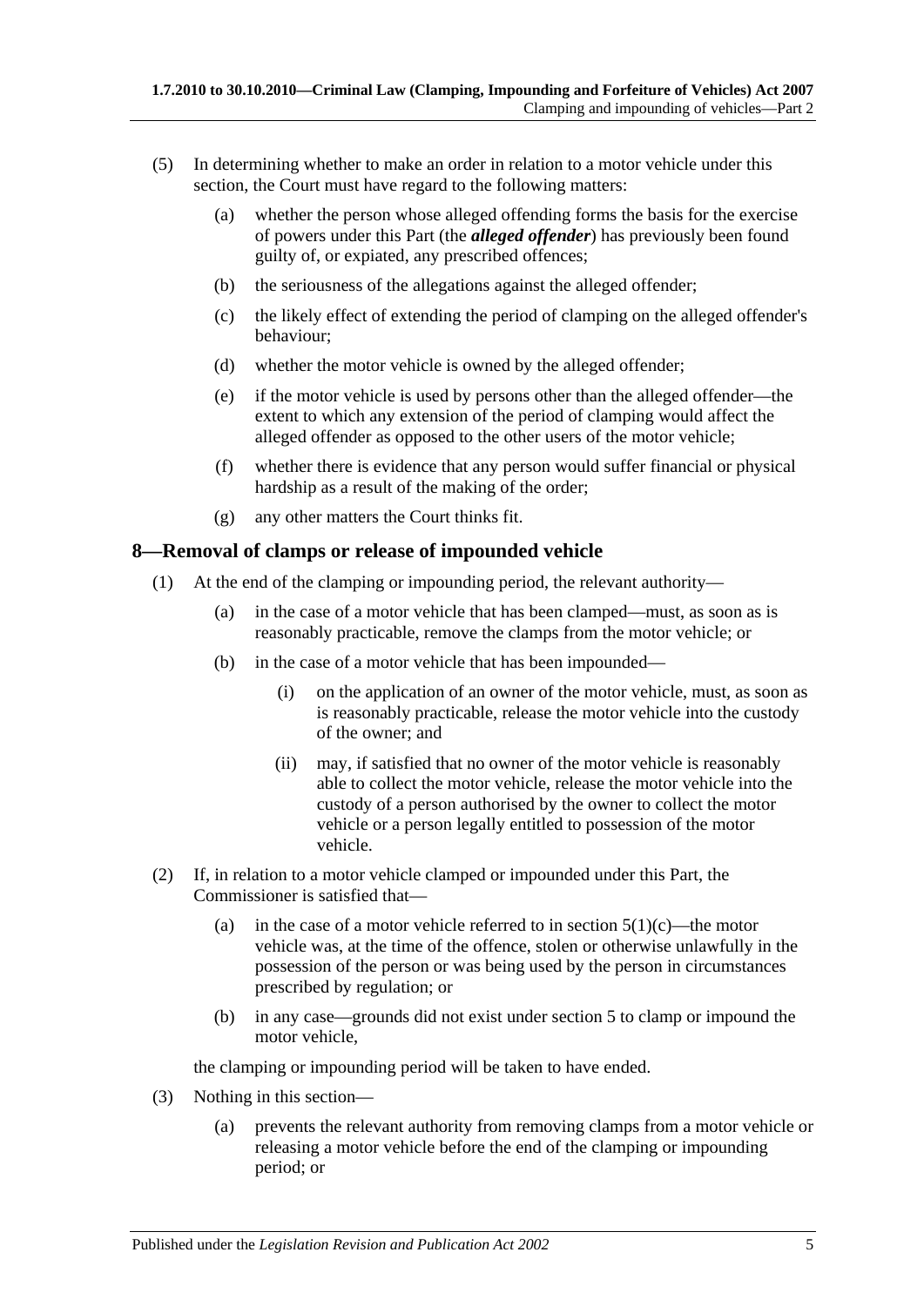(5) In determining whether to make an order in relation to a motor vehicle under this section, the Court must have regard to the following matters:

(a) whether the person whose alleged offending forms the basis for the exercise of powers under this Part (the ***alleged offender***) has previously been found guilty of, or expiated, any prescribed offences;

(b) the seriousness of the allegations against the alleged offender;

(c) the likely effect of extending the period of clamping on the alleged offender's behaviour;

(d) whether the motor vehicle is owned by the alleged offender;

(e) if the motor vehicle is used by persons other than the alleged offender—the extent to which any extension of the period of clamping would affect the alleged offender as opposed to the other users of the motor vehicle;

(f) whether there is evidence that any person would suffer financial or physical hardship as a result of the making of the order;

(g) any other matters the Court thinks fit.

## 8—Removal of clamps or release of impounded vehicle

(1) At the end of the clamping or impounding period, the relevant authority—

(a) in the case of a motor vehicle that has been clamped—must, as soon as is reasonably practicable, remove the clamps from the motor vehicle; or

(b) in the case of a motor vehicle that has been impounded—

(i) on the application of an owner of the motor vehicle, must, as soon as is reasonably practicable, release the motor vehicle into the custody of the owner; and

(ii) may, if satisfied that no owner of the motor vehicle is reasonably able to collect the motor vehicle, release the motor vehicle into the custody of a person authorised by the owner to collect the motor vehicle or a person legally entitled to possession of the motor vehicle.

(2) If, in relation to a motor vehicle clamped or impounded under this Part, the Commissioner is satisfied that—

(a) in the case of a motor vehicle referred to in section 5(1)(c)—the motor vehicle was, at the time of the offence, stolen or otherwise unlawfully in the possession of the person or was being used by the person in circumstances prescribed by regulation; or

(b) in any case—grounds did not exist under section 5 to clamp or impound the motor vehicle,

the clamping or impounding period will be taken to have ended.

(3) Nothing in this section—

(a) prevents the relevant authority from removing clamps from a motor vehicle or releasing a motor vehicle before the end of the clamping or impounding period; or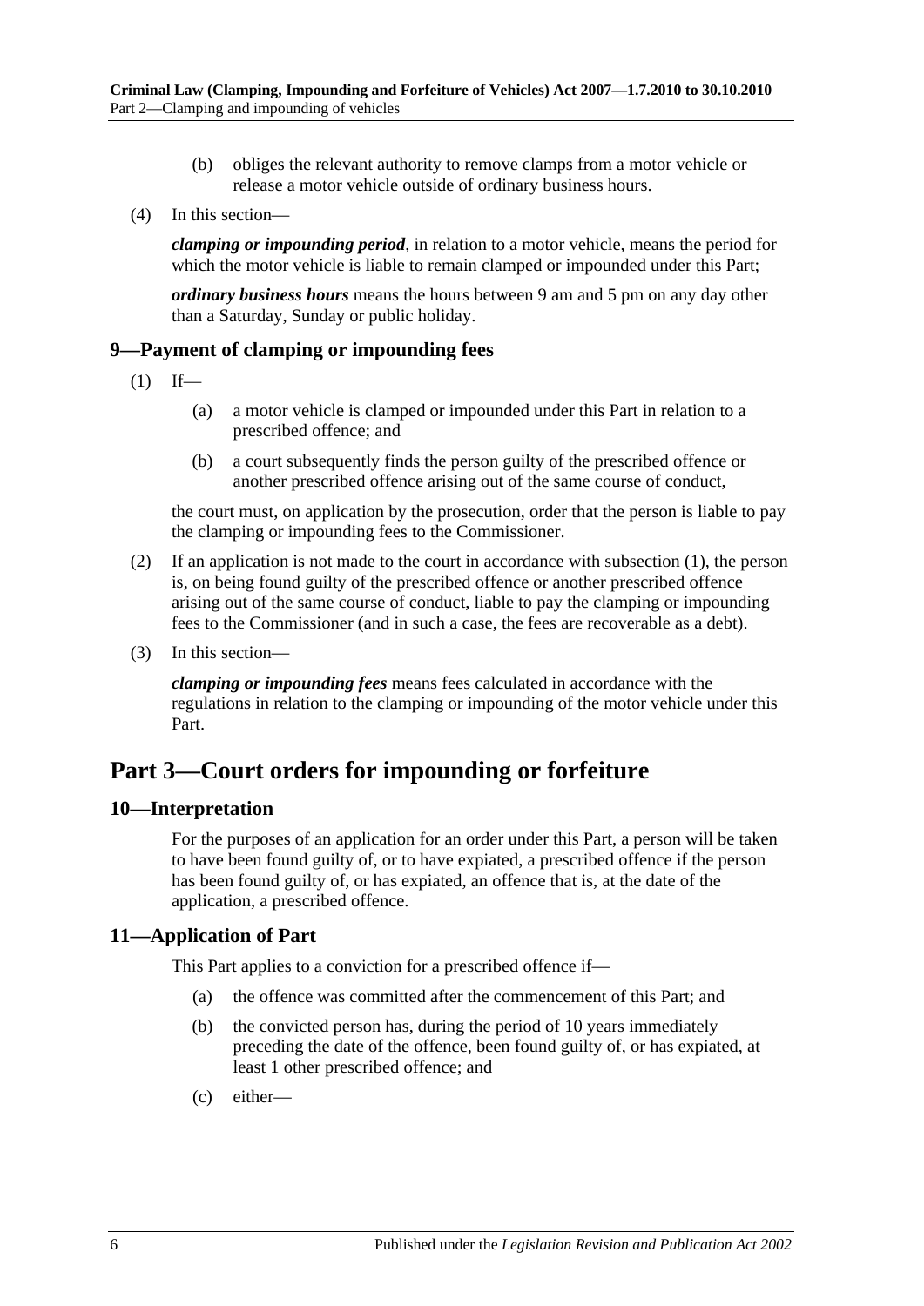(b) obliges the relevant authority to remove clamps from a motor vehicle or release a motor vehicle outside of ordinary business hours.

(4) In this section—

***clamping or impounding period***, in relation to a motor vehicle, means the period for which the motor vehicle is liable to remain clamped or impounded under this Part;

***ordinary business hours*** means the hours between 9 am and 5 pm on any day other than a Saturday, Sunday or public holiday.

### 9—Payment of clamping or impounding fees

(1) If—

(a) a motor vehicle is clamped or impounded under this Part in relation to a prescribed offence; and

(b) a court subsequently finds the person guilty of the prescribed offence or another prescribed offence arising out of the same course of conduct,

the court must, on application by the prosecution, order that the person is liable to pay the clamping or impounding fees to the Commissioner.

(2) If an application is not made to the court in accordance with subsection (1), the person is, on being found guilty of the prescribed offence or another prescribed offence arising out of the same course of conduct, liable to pay the clamping or impounding fees to the Commissioner (and in such a case, the fees are recoverable as a debt).

(3) In this section—

***clamping or impounding fees*** means fees calculated in accordance with the regulations in relation to the clamping or impounding of the motor vehicle under this Part.

## Part 3—Court orders for impounding or forfeiture

### 10—Interpretation

For the purposes of an application for an order under this Part, a person will be taken to have been found guilty of, or to have expiated, a prescribed offence if the person has been found guilty of, or has expiated, an offence that is, at the date of the application, a prescribed offence.

### 11—Application of Part

This Part applies to a conviction for a prescribed offence if—

(a) the offence was committed after the commencement of this Part; and

(b) the convicted person has, during the period of 10 years immediately preceding the date of the offence, been found guilty of, or has expiated, at least 1 other prescribed offence; and

(c) either—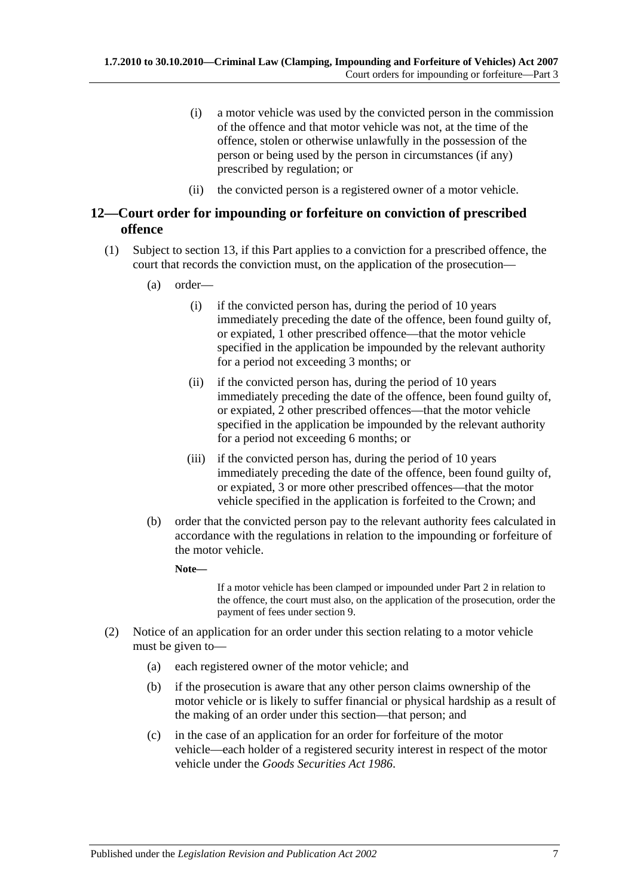(i) a motor vehicle was used by the convicted person in the commission of the offence and that motor vehicle was not, at the time of the offence, stolen or otherwise unlawfully in the possession of the person or being used by the person in circumstances (if any) prescribed by regulation; or

(ii) the convicted person is a registered owner of a motor vehicle.

## 12—Court order for impounding or forfeiture on conviction of prescribed offence

(1) Subject to section 13, if this Part applies to a conviction for a prescribed offence, the court that records the conviction must, on the application of the prosecution—

(a) order—

(i) if the convicted person has, during the period of 10 years immediately preceding the date of the offence, been found guilty of, or expiated, 1 other prescribed offence—that the motor vehicle specified in the application be impounded by the relevant authority for a period not exceeding 3 months; or

(ii) if the convicted person has, during the period of 10 years immediately preceding the date of the offence, been found guilty of, or expiated, 2 other prescribed offences—that the motor vehicle specified in the application be impounded by the relevant authority for a period not exceeding 6 months; or

(iii) if the convicted person has, during the period of 10 years immediately preceding the date of the offence, been found guilty of, or expiated, 3 or more other prescribed offences—that the motor vehicle specified in the application is forfeited to the Crown; and

(b) order that the convicted person pay to the relevant authority fees calculated in accordance with the regulations in relation to the impounding or forfeiture of the motor vehicle.

**Note—**

If a motor vehicle has been clamped or impounded under Part 2 in relation to the offence, the court must also, on the application of the prosecution, order the payment of fees under section 9.

(2) Notice of an application for an order under this section relating to a motor vehicle must be given to—

(a) each registered owner of the motor vehicle; and

(b) if the prosecution is aware that any other person claims ownership of the motor vehicle or is likely to suffer financial or physical hardship as a result of the making of an order under this section—that person; and

(c) in the case of an application for an order for forfeiture of the motor vehicle—each holder of a registered security interest in respect of the motor vehicle under the *Goods Securities Act 1986*.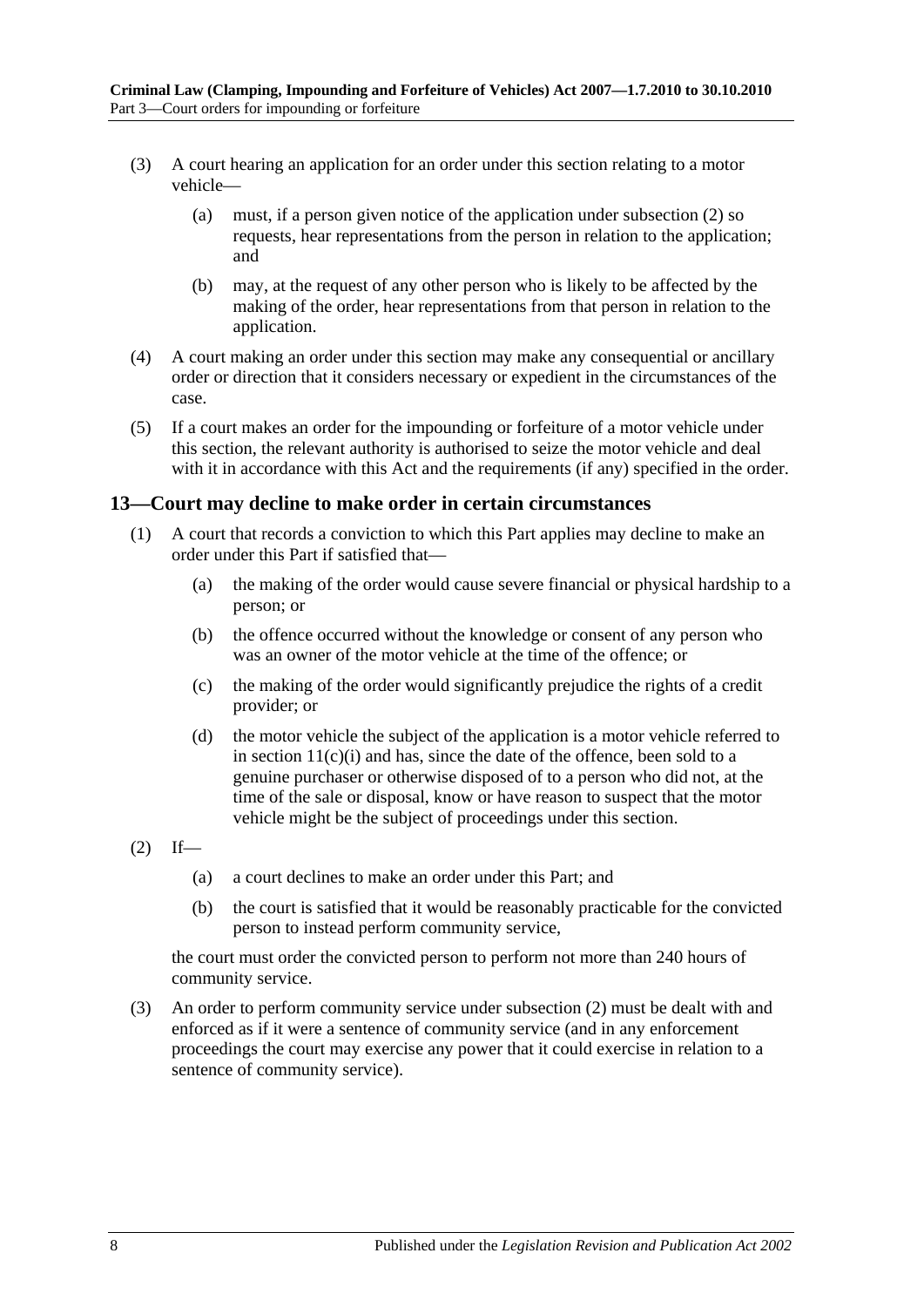(3) A court hearing an application for an order under this section relating to a motor vehicle—

    (a) must, if a person given notice of the application under subsection (2) so requests, hear representations from the person in relation to the application; and

    (b) may, at the request of any other person who is likely to be affected by the making of the order, hear representations from that person in relation to the application.

(4) A court making an order under this section may make any consequential or ancillary order or direction that it considers necessary or expedient in the circumstances of the case.

(5) If a court makes an order for the impounding or forfeiture of a motor vehicle under this section, the relevant authority is authorised to seize the motor vehicle and deal with it in accordance with this Act and the requirements (if any) specified in the order.

## 13—Court may decline to make order in certain circumstances

(1) A court that records a conviction to which this Part applies may decline to make an order under this Part if satisfied that—

    (a) the making of the order would cause severe financial or physical hardship to a person; or

    (b) the offence occurred without the knowledge or consent of any person who was an owner of the motor vehicle at the time of the offence; or

    (c) the making of the order would significantly prejudice the rights of a credit provider; or

    (d) the motor vehicle the subject of the application is a motor vehicle referred to in section 11(c)(i) and has, since the date of the offence, been sold to a genuine purchaser or otherwise disposed of to a person who did not, at the time of the sale or disposal, know or have reason to suspect that the motor vehicle might be the subject of proceedings under this section.

(2) If—

    (a) a court declines to make an order under this Part; and

    (b) the court is satisfied that it would be reasonably practicable for the convicted person to instead perform community service,

    the court must order the convicted person to perform not more than 240 hours of community service.

(3) An order to perform community service under subsection (2) must be dealt with and enforced as if it were a sentence of community service (and in any enforcement proceedings the court may exercise any power that it could exercise in relation to a sentence of community service).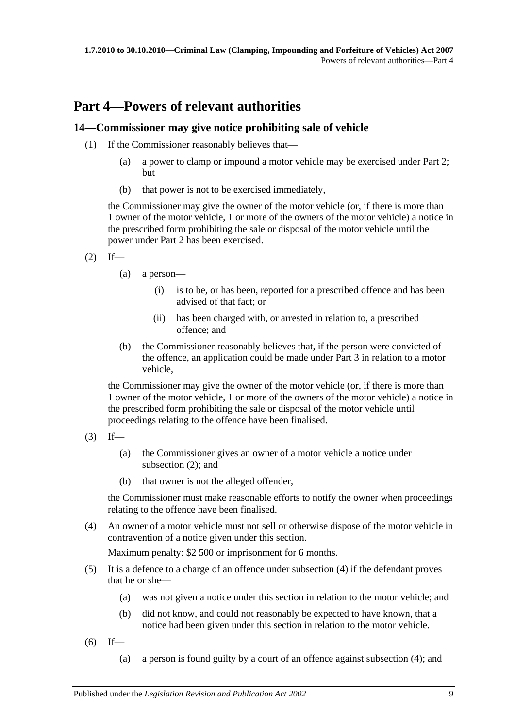# Part 4—Powers of relevant authorities

## 14—Commissioner may give notice prohibiting sale of vehicle

(1) If the Commissioner reasonably believes that—

(a) a power to clamp or impound a motor vehicle may be exercised under Part 2; but

(b) that power is not to be exercised immediately,

the Commissioner may give the owner of the motor vehicle (or, if there is more than 1 owner of the motor vehicle, 1 or more of the owners of the motor vehicle) a notice in the prescribed form prohibiting the sale or disposal of the motor vehicle until the power under Part 2 has been exercised.

(2) If—

(a) a person—

(i) is to be, or has been, reported for a prescribed offence and has been advised of that fact; or

(ii) has been charged with, or arrested in relation to, a prescribed offence; and

(b) the Commissioner reasonably believes that, if the person were convicted of the offence, an application could be made under Part 3 in relation to a motor vehicle,

the Commissioner may give the owner of the motor vehicle (or, if there is more than 1 owner of the motor vehicle, 1 or more of the owners of the motor vehicle) a notice in the prescribed form prohibiting the sale or disposal of the motor vehicle until proceedings relating to the offence have been finalised.

(3) If—

(a) the Commissioner gives an owner of a motor vehicle a notice under subsection (2); and

(b) that owner is not the alleged offender,

the Commissioner must make reasonable efforts to notify the owner when proceedings relating to the offence have been finalised.

(4) An owner of a motor vehicle must not sell or otherwise dispose of the motor vehicle in contravention of a notice given under this section.

Maximum penalty: $2 500 or imprisonment for 6 months.

(5) It is a defence to a charge of an offence under subsection (4) if the defendant proves that he or she—

(a) was not given a notice under this section in relation to the motor vehicle; and

(b) did not know, and could not reasonably be expected to have known, that a notice had been given under this section in relation to the motor vehicle.

(6) If—

(a) a person is found guilty by a court of an offence against subsection (4); and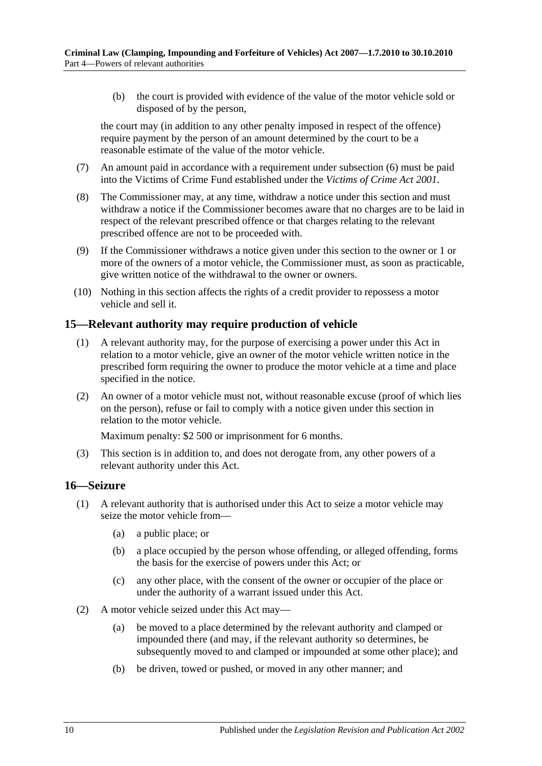(b) the court is provided with evidence of the value of the motor vehicle sold or disposed of by the person,

the court may (in addition to any other penalty imposed in respect of the offence) require payment by the person of an amount determined by the court to be a reasonable estimate of the value of the motor vehicle.

(7) An amount paid in accordance with a requirement under subsection (6) must be paid into the Victims of Crime Fund established under the *Victims of Crime Act 2001*.

(8) The Commissioner may, at any time, withdraw a notice under this section and must withdraw a notice if the Commissioner becomes aware that no charges are to be laid in respect of the relevant prescribed offence or that charges relating to the relevant prescribed offence are not to be proceeded with.

(9) If the Commissioner withdraws a notice given under this section to the owner or 1 or more of the owners of a motor vehicle, the Commissioner must, as soon as practicable, give written notice of the withdrawal to the owner or owners.

(10) Nothing in this section affects the rights of a credit provider to repossess a motor vehicle and sell it.

## 15—Relevant authority may require production of vehicle

(1) A relevant authority may, for the purpose of exercising a power under this Act in relation to a motor vehicle, give an owner of the motor vehicle written notice in the prescribed form requiring the owner to produce the motor vehicle at a time and place specified in the notice.

(2) An owner of a motor vehicle must not, without reasonable excuse (proof of which lies on the person), refuse or fail to comply with a notice given under this section in relation to the motor vehicle.

Maximum penalty: $2 500 or imprisonment for 6 months.

(3) This section is in addition to, and does not derogate from, any other powers of a relevant authority under this Act.

## 16—Seizure

(1) A relevant authority that is authorised under this Act to seize a motor vehicle may seize the motor vehicle from—

(a) a public place; or

(b) a place occupied by the person whose offending, or alleged offending, forms the basis for the exercise of powers under this Act; or

(c) any other place, with the consent of the owner or occupier of the place or under the authority of a warrant issued under this Act.

(2) A motor vehicle seized under this Act may—

(a) be moved to a place determined by the relevant authority and clamped or impounded there (and may, if the relevant authority so determines, be subsequently moved to and clamped or impounded at some other place); and

(b) be driven, towed or pushed, or moved in any other manner; and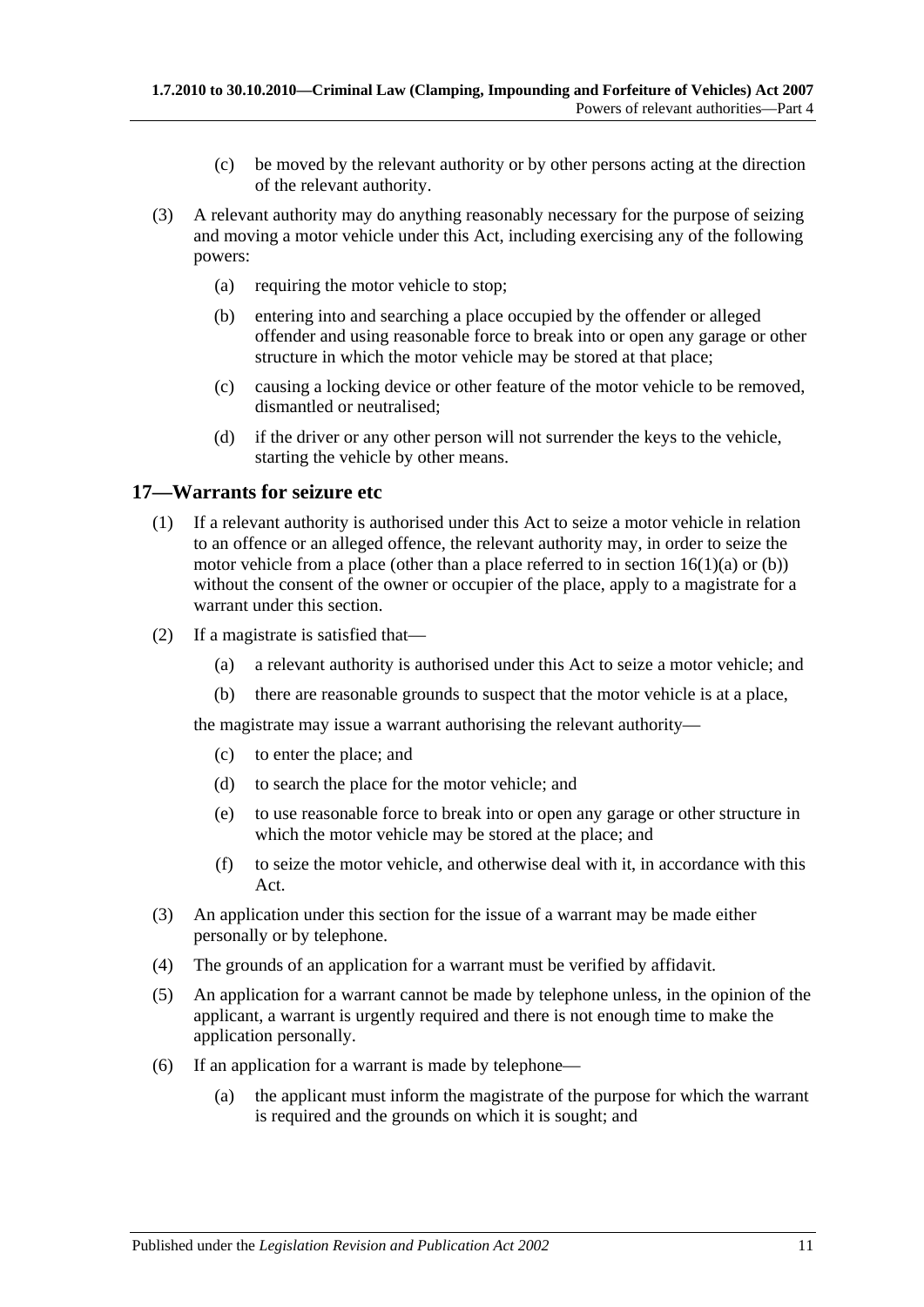(c) be moved by the relevant authority or by other persons acting at the direction of the relevant authority.

(3) A relevant authority may do anything reasonably necessary for the purpose of seizing and moving a motor vehicle under this Act, including exercising any of the following powers:

(a) requiring the motor vehicle to stop;

(b) entering into and searching a place occupied by the offender or alleged offender and using reasonable force to break into or open any garage or other structure in which the motor vehicle may be stored at that place;

(c) causing a locking device or other feature of the motor vehicle to be removed, dismantled or neutralised;

(d) if the driver or any other person will not surrender the keys to the vehicle, starting the vehicle by other means.

## 17—Warrants for seizure etc

(1) If a relevant authority is authorised under this Act to seize a motor vehicle in relation to an offence or an alleged offence, the relevant authority may, in order to seize the motor vehicle from a place (other than a place referred to in section 16(1)(a) or (b)) without the consent of the owner or occupier of the place, apply to a magistrate for a warrant under this section.

(2) If a magistrate is satisfied that—

(a) a relevant authority is authorised under this Act to seize a motor vehicle; and

(b) there are reasonable grounds to suspect that the motor vehicle is at a place,

the magistrate may issue a warrant authorising the relevant authority—

(c) to enter the place; and

(d) to search the place for the motor vehicle; and

(e) to use reasonable force to break into or open any garage or other structure in which the motor vehicle may be stored at the place; and

(f) to seize the motor vehicle, and otherwise deal with it, in accordance with this Act.

(3) An application under this section for the issue of a warrant may be made either personally or by telephone.

(4) The grounds of an application for a warrant must be verified by affidavit.

(5) An application for a warrant cannot be made by telephone unless, in the opinion of the applicant, a warrant is urgently required and there is not enough time to make the application personally.

(6) If an application for a warrant is made by telephone—

(a) the applicant must inform the magistrate of the purpose for which the warrant is required and the grounds on which it is sought; and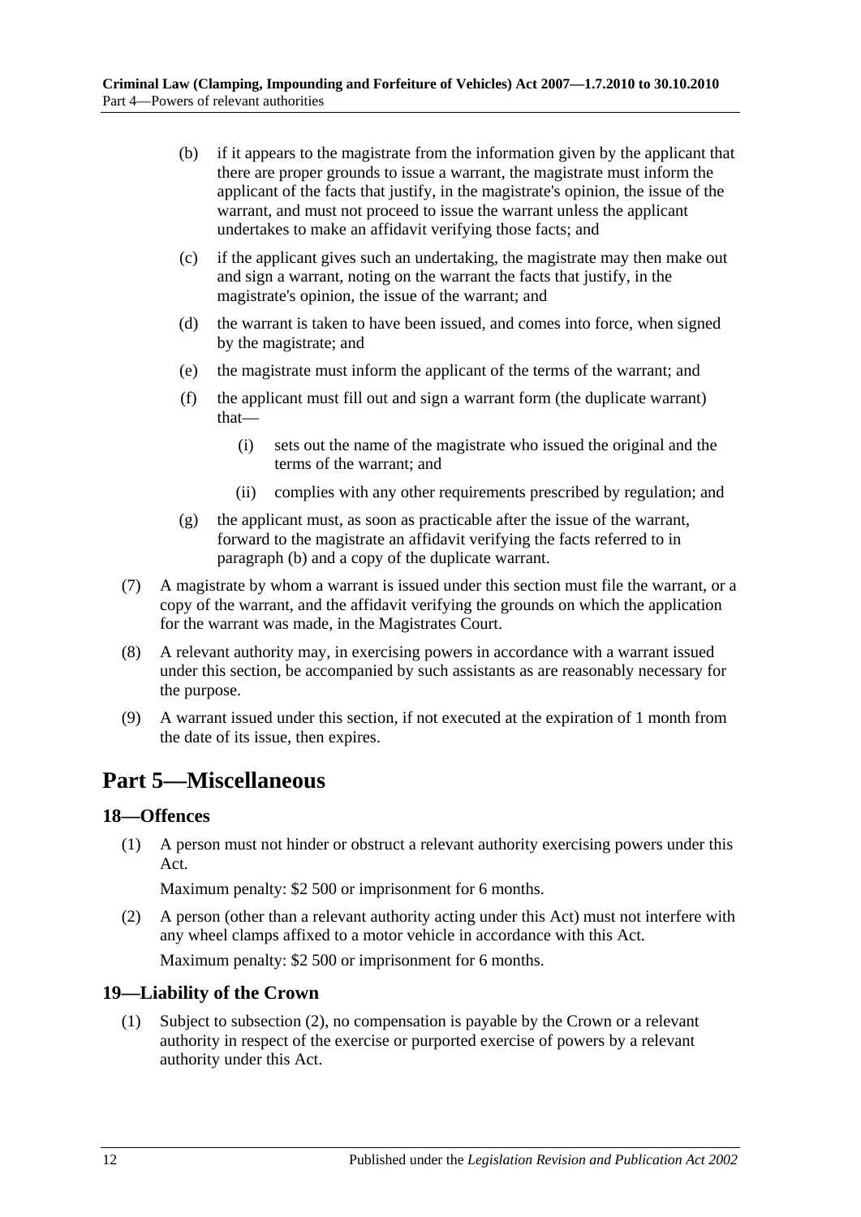(b) if it appears to the magistrate from the information given by the applicant that there are proper grounds to issue a warrant, the magistrate must inform the applicant of the facts that justify, in the magistrate's opinion, the issue of the warrant, and must not proceed to issue the warrant unless the applicant undertakes to make an affidavit verifying those facts; and

(c) if the applicant gives such an undertaking, the magistrate may then make out and sign a warrant, noting on the warrant the facts that justify, in the magistrate's opinion, the issue of the warrant; and

(d) the warrant is taken to have been issued, and comes into force, when signed by the magistrate; and

(e) the magistrate must inform the applicant of the terms of the warrant; and

(f) the applicant must fill out and sign a warrant form (the duplicate warrant) that—

(i) sets out the name of the magistrate who issued the original and the terms of the warrant; and

(ii) complies with any other requirements prescribed by regulation; and

(g) the applicant must, as soon as practicable after the issue of the warrant, forward to the magistrate an affidavit verifying the facts referred to in paragraph (b) and a copy of the duplicate warrant.

(7) A magistrate by whom a warrant is issued under this section must file the warrant, or a copy of the warrant, and the affidavit verifying the grounds on which the application for the warrant was made, in the Magistrates Court.

(8) A relevant authority may, in exercising powers in accordance with a warrant issued under this section, be accompanied by such assistants as are reasonably necessary for the purpose.

(9) A warrant issued under this section, if not executed at the expiration of 1 month from the date of its issue, then expires.

# Part 5—Miscellaneous

## 18—Offences

(1) A person must not hinder or obstruct a relevant authority exercising powers under this Act.

Maximum penalty: $2 500 or imprisonment for 6 months.

(2) A person (other than a relevant authority acting under this Act) must not interfere with any wheel clamps affixed to a motor vehicle in accordance with this Act.

Maximum penalty: $2 500 or imprisonment for 6 months.

## 19—Liability of the Crown

(1) Subject to subsection (2), no compensation is payable by the Crown or a relevant authority in respect of the exercise or purported exercise of powers by a relevant authority under this Act.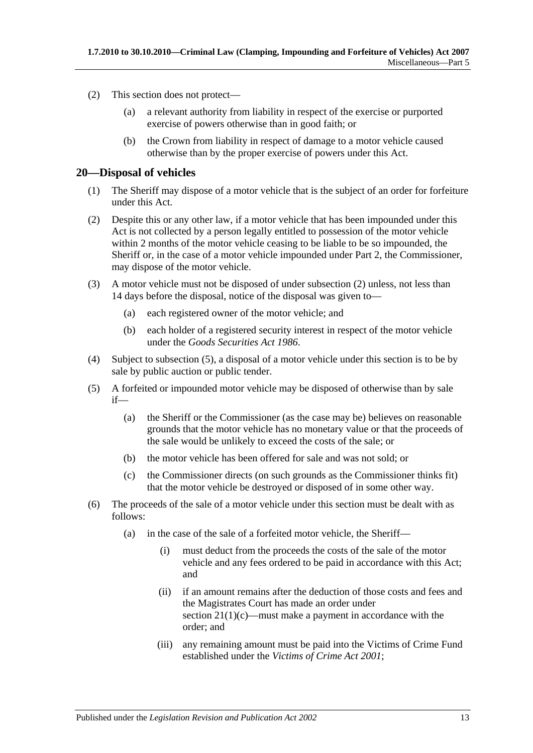(2) This section does not protect—

(a) a relevant authority from liability in respect of the exercise or purported exercise of powers otherwise than in good faith; or

(b) the Crown from liability in respect of damage to a motor vehicle caused otherwise than by the proper exercise of powers under this Act.

## 20—Disposal of vehicles

(1) The Sheriff may dispose of a motor vehicle that is the subject of an order for forfeiture under this Act.

(2) Despite this or any other law, if a motor vehicle that has been impounded under this Act is not collected by a person legally entitled to possession of the motor vehicle within 2 months of the motor vehicle ceasing to be liable to be so impounded, the Sheriff or, in the case of a motor vehicle impounded under Part 2, the Commissioner, may dispose of the motor vehicle.

(3) A motor vehicle must not be disposed of under subsection (2) unless, not less than 14 days before the disposal, notice of the disposal was given to—

(a) each registered owner of the motor vehicle; and

(b) each holder of a registered security interest in respect of the motor vehicle under the *Goods Securities Act 1986*.

(4) Subject to subsection (5), a disposal of a motor vehicle under this section is to be by sale by public auction or public tender.

(5) A forfeited or impounded motor vehicle may be disposed of otherwise than by sale if—

(a) the Sheriff or the Commissioner (as the case may be) believes on reasonable grounds that the motor vehicle has no monetary value or that the proceeds of the sale would be unlikely to exceed the costs of the sale; or

(b) the motor vehicle has been offered for sale and was not sold; or

(c) the Commissioner directs (on such grounds as the Commissioner thinks fit) that the motor vehicle be destroyed or disposed of in some other way.

(6) The proceeds of the sale of a motor vehicle under this section must be dealt with as follows:

(a) in the case of the sale of a forfeited motor vehicle, the Sheriff—

(i) must deduct from the proceeds the costs of the sale of the motor vehicle and any fees ordered to be paid in accordance with this Act; and

(ii) if an amount remains after the deduction of those costs and fees and the Magistrates Court has made an order under section 21(1)(c)—must make a payment in accordance with the order; and

(iii) any remaining amount must be paid into the Victims of Crime Fund established under the *Victims of Crime Act 2001*;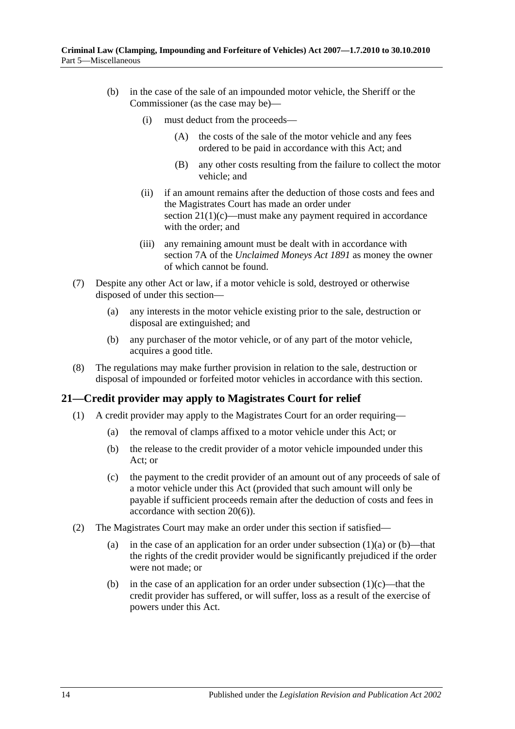(b) in the case of the sale of an impounded motor vehicle, the Sheriff or the Commissioner (as the case may be)—

(i) must deduct from the proceeds—

(A) the costs of the sale of the motor vehicle and any fees ordered to be paid in accordance with this Act; and

(B) any other costs resulting from the failure to collect the motor vehicle; and

(ii) if an amount remains after the deduction of those costs and fees and the Magistrates Court has made an order under section 21(1)(c)—must make any payment required in accordance with the order; and

(iii) any remaining amount must be dealt with in accordance with section 7A of the *Unclaimed Moneys Act 1891* as money the owner of which cannot be found.

(7) Despite any other Act or law, if a motor vehicle is sold, destroyed or otherwise disposed of under this section—

(a) any interests in the motor vehicle existing prior to the sale, destruction or disposal are extinguished; and

(b) any purchaser of the motor vehicle, or of any part of the motor vehicle, acquires a good title.

(8) The regulations may make further provision in relation to the sale, destruction or disposal of impounded or forfeited motor vehicles in accordance with this section.

## 21—Credit provider may apply to Magistrates Court for relief

(1) A credit provider may apply to the Magistrates Court for an order requiring—

(a) the removal of clamps affixed to a motor vehicle under this Act; or

(b) the release to the credit provider of a motor vehicle impounded under this Act; or

(c) the payment to the credit provider of an amount out of any proceeds of sale of a motor vehicle under this Act (provided that such amount will only be payable if sufficient proceeds remain after the deduction of costs and fees in accordance with section 20(6)).

(2) The Magistrates Court may make an order under this section if satisfied—

(a) in the case of an application for an order under subsection (1)(a) or (b)—that the rights of the credit provider would be significantly prejudiced if the order were not made; or

(b) in the case of an application for an order under subsection (1)(c)—that the credit provider has suffered, or will suffer, loss as a result of the exercise of powers under this Act.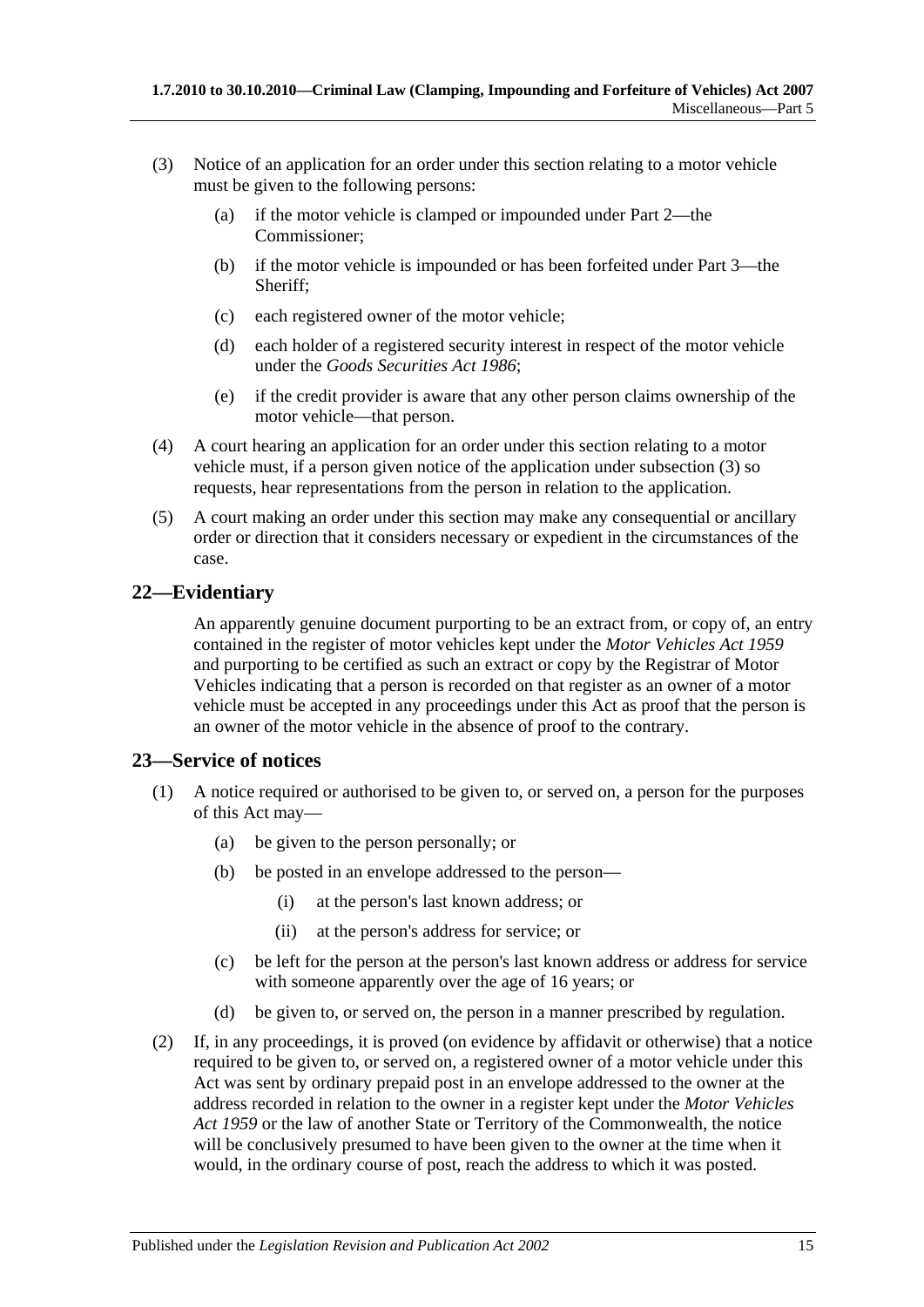(3) Notice of an application for an order under this section relating to a motor vehicle must be given to the following persons:

(a) if the motor vehicle is clamped or impounded under Part 2—the Commissioner;

(b) if the motor vehicle is impounded or has been forfeited under Part 3—the Sheriff;

(c) each registered owner of the motor vehicle;

(d) each holder of a registered security interest in respect of the motor vehicle under the *Goods Securities Act 1986*;

(e) if the credit provider is aware that any other person claims ownership of the motor vehicle—that person.

(4) A court hearing an application for an order under this section relating to a motor vehicle must, if a person given notice of the application under subsection (3) so requests, hear representations from the person in relation to the application.

(5) A court making an order under this section may make any consequential or ancillary order or direction that it considers necessary or expedient in the circumstances of the case.

## 22—Evidentiary

An apparently genuine document purporting to be an extract from, or copy of, an entry contained in the register of motor vehicles kept under the *Motor Vehicles Act 1959* and purporting to be certified as such an extract or copy by the Registrar of Motor Vehicles indicating that a person is recorded on that register as an owner of a motor vehicle must be accepted in any proceedings under this Act as proof that the person is an owner of the motor vehicle in the absence of proof to the contrary.

## 23—Service of notices

(1) A notice required or authorised to be given to, or served on, a person for the purposes of this Act may—

(a) be given to the person personally; or

(b) be posted in an envelope addressed to the person—

(i) at the person's last known address; or

(ii) at the person's address for service; or

(c) be left for the person at the person's last known address or address for service with someone apparently over the age of 16 years; or

(d) be given to, or served on, the person in a manner prescribed by regulation.

(2) If, in any proceedings, it is proved (on evidence by affidavit or otherwise) that a notice required to be given to, or served on, a registered owner of a motor vehicle under this Act was sent by ordinary prepaid post in an envelope addressed to the owner at the address recorded in relation to the owner in a register kept under the *Motor Vehicles Act 1959* or the law of another State or Territory of the Commonwealth, the notice will be conclusively presumed to have been given to the owner at the time when it would, in the ordinary course of post, reach the address to which it was posted.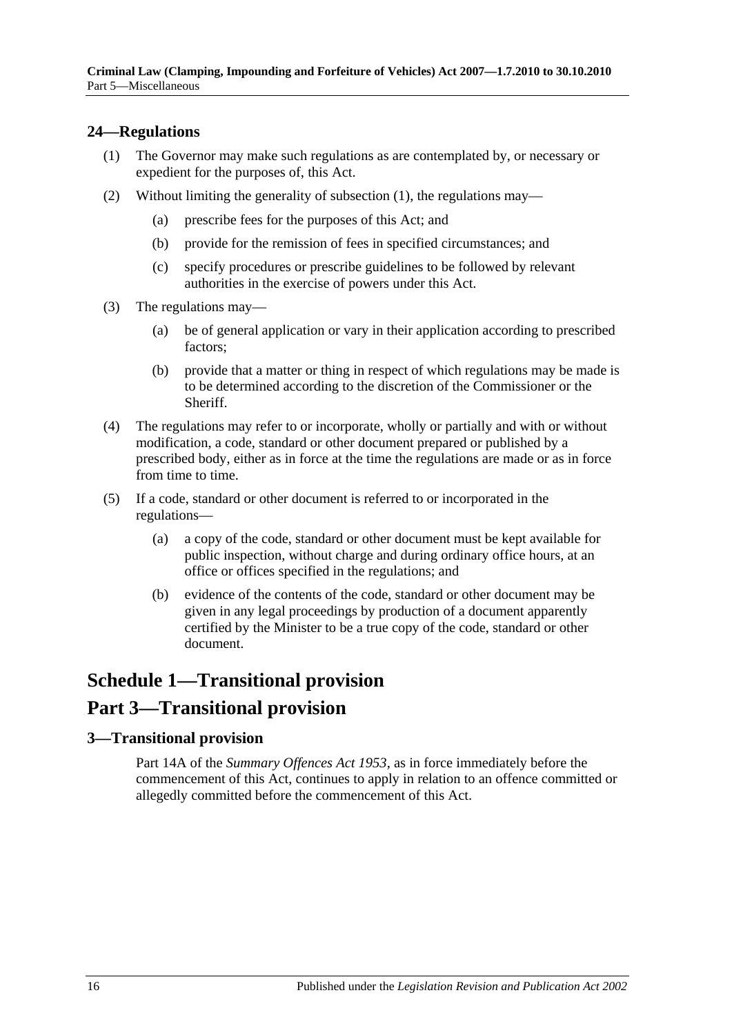## 24—Regulations

(1) The Governor may make such regulations as are contemplated by, or necessary or expedient for the purposes of, this Act.

(2) Without limiting the generality of subsection (1), the regulations may—

  (a) prescribe fees for the purposes of this Act; and

  (b) provide for the remission of fees in specified circumstances; and

  (c) specify procedures or prescribe guidelines to be followed by relevant authorities in the exercise of powers under this Act.

(3) The regulations may—

  (a) be of general application or vary in their application according to prescribed factors;

  (b) provide that a matter or thing in respect of which regulations may be made is to be determined according to the discretion of the Commissioner or the Sheriff.

(4) The regulations may refer to or incorporate, wholly or partially and with or without modification, a code, standard or other document prepared or published by a prescribed body, either as in force at the time the regulations are made or as in force from time to time.

(5) If a code, standard or other document is referred to or incorporated in the regulations—

  (a) a copy of the code, standard or other document must be kept available for public inspection, without charge and during ordinary office hours, at an office or offices specified in the regulations; and

  (b) evidence of the contents of the code, standard or other document may be given in any legal proceedings by production of a document apparently certified by the Minister to be a true copy of the code, standard or other document.

# Schedule 1—Transitional provision

# Part 3—Transitional provision

## 3—Transitional provision

Part 14A of the *Summary Offences Act 1953*, as in force immediately before the commencement of this Act, continues to apply in relation to an offence committed or allegedly committed before the commencement of this Act.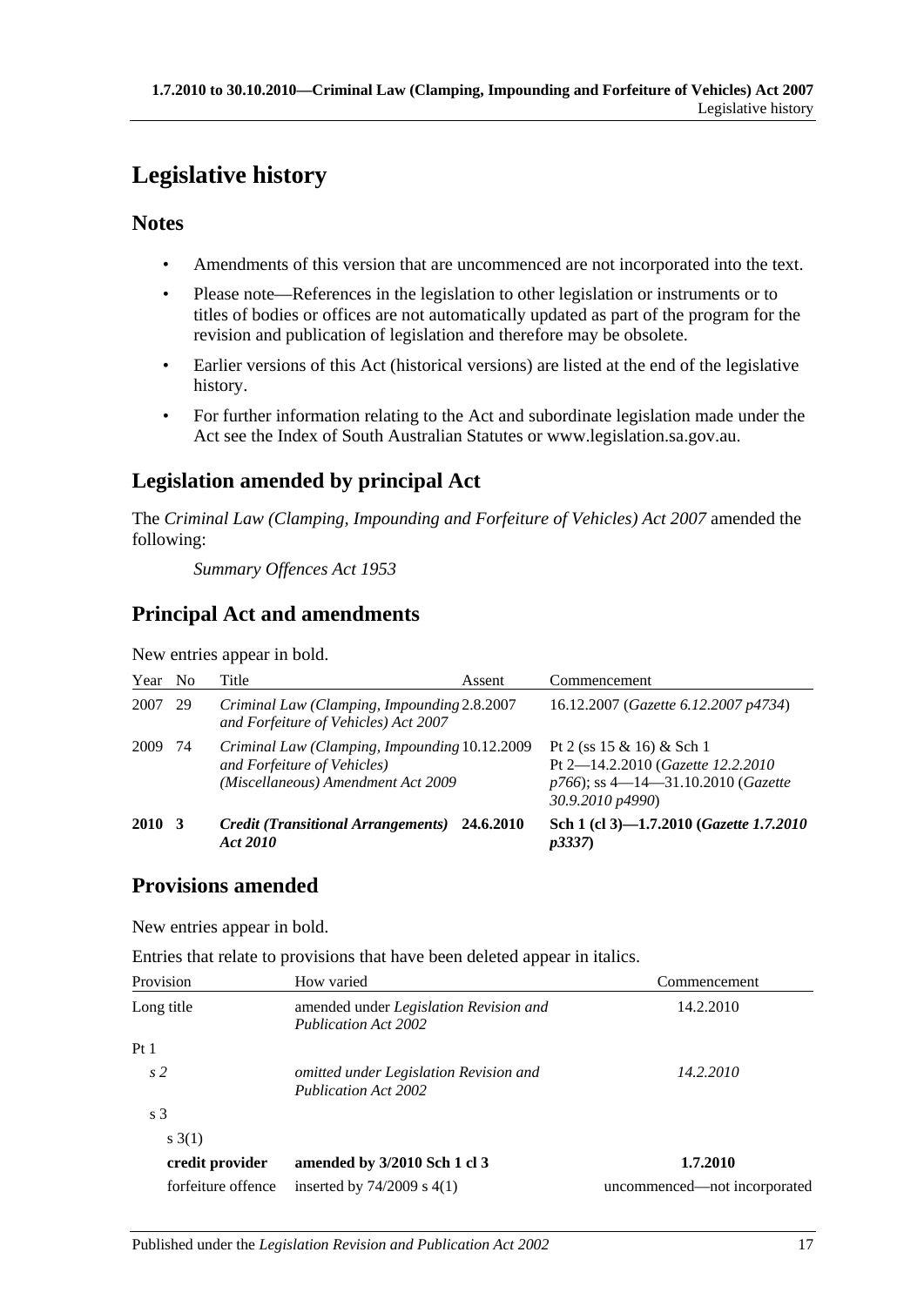# Legislative history

## Notes

- Amendments of this version that are uncommenced are not incorporated into the text.
- Please note—References in the legislation to other legislation or instruments or to titles of bodies or offices are not automatically updated as part of the program for the revision and publication of legislation and therefore may be obsolete.
- Earlier versions of this Act (historical versions) are listed at the end of the legislative history.
- For further information relating to the Act and subordinate legislation made under the Act see the Index of South Australian Statutes or www.legislation.sa.gov.au.

## Legislation amended by principal Act

The *Criminal Law (Clamping, Impounding and Forfeiture of Vehicles) Act 2007* amended the following:

*Summary Offences Act 1953*

## Principal Act and amendments

New entries appear in bold.

| Year | No | Title | Assent | Commencement |
|---|---|---|---|---|
| 2007 | 29 | *Criminal Law (Clamping, Impounding and Forfeiture of Vehicles) Act 2007* | 2.8.2007 | 16.12.2007 (*Gazette 6.12.2007 p4734*) |
| 2009 | 74 | *Criminal Law (Clamping, Impounding and Forfeiture of Vehicles) (Miscellaneous) Amendment Act 2009* | 10.12.2009 | Pt 2 (ss 15 & 16) & Sch 1 Pt 2—14.2.2010 (*Gazette 12.2.2010 p766*); ss 4—14—31.10.2010 (*Gazette 30.9.2010 p4990*) |
| **2010** | **3** | ***Credit (Transitional Arrangements) Act 2010*** | **24.6.2010** | **Sch 1 (cl 3)—1.7.2010 (*Gazette 1.7.2010 p3337*)** |

## Provisions amended

New entries appear in bold.

Entries that relate to provisions that have been deleted appear in italics.

| Provision | How varied | Commencement |
|---|---|---|
| Long title | amended under *Legislation Revision and Publication Act 2002* | 14.2.2010 |
| Pt 1 | | |
| *s 2* | *omitted under Legislation Revision and Publication Act 2002* | *14.2.2010* |
| s 3 | | |
| s 3(1) | | |
| **credit provider** | **amended by 3/2010 Sch 1 cl 3** | **1.7.2010** |
| forfeiture offence | inserted by 74/2009 s 4(1) | uncommenced—not incorporated |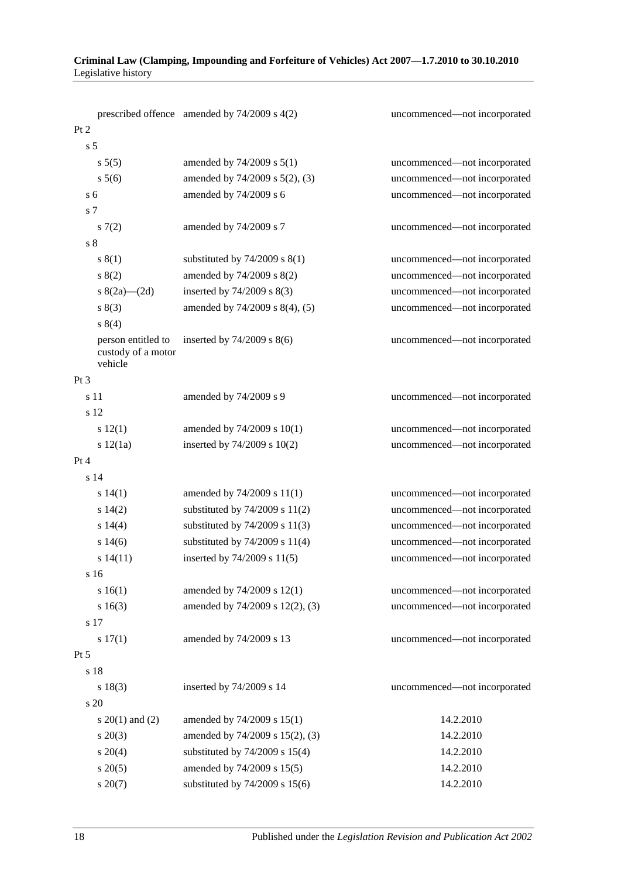| | | |
|---|---|---|
| prescribed offence | amended by 74/2009 s 4(2) | uncommenced—not incorporated |
| Pt 2 | | |
| s 5 | | |
| s 5(5) | amended by 74/2009 s 5(1) | uncommenced—not incorporated |
| s 5(6) | amended by 74/2009 s 5(2), (3) | uncommenced—not incorporated |
| s 6 | amended by 74/2009 s 6 | uncommenced—not incorporated |
| s 7 | | |
| s 7(2) | amended by 74/2009 s 7 | uncommenced—not incorporated |
| s 8 | | |
| s 8(1) | substituted by 74/2009 s 8(1) | uncommenced—not incorporated |
| s 8(2) | amended by 74/2009 s 8(2) | uncommenced—not incorporated |
| s 8(2a)—(2d) | inserted by 74/2009 s 8(3) | uncommenced—not incorporated |
| s 8(3) | amended by 74/2009 s 8(4), (5) | uncommenced—not incorporated |
| s 8(4) | | |
| person entitled to custody of a motor vehicle | inserted by 74/2009 s 8(6) | uncommenced—not incorporated |
| Pt 3 | | |
| s 11 | amended by 74/2009 s 9 | uncommenced—not incorporated |
| s 12 | | |
| s 12(1) | amended by 74/2009 s 10(1) | uncommenced—not incorporated |
| s 12(1a) | inserted by 74/2009 s 10(2) | uncommenced—not incorporated |
| Pt 4 | | |
| s 14 | | |
| s 14(1) | amended by 74/2009 s 11(1) | uncommenced—not incorporated |
| s 14(2) | substituted by 74/2009 s 11(2) | uncommenced—not incorporated |
| s 14(4) | substituted by 74/2009 s 11(3) | uncommenced—not incorporated |
| s 14(6) | substituted by 74/2009 s 11(4) | uncommenced—not incorporated |
| s 14(11) | inserted by 74/2009 s 11(5) | uncommenced—not incorporated |
| s 16 | | |
| s 16(1) | amended by 74/2009 s 12(1) | uncommenced—not incorporated |
| s 16(3) | amended by 74/2009 s 12(2), (3) | uncommenced—not incorporated |
| s 17 | | |
| s 17(1) | amended by 74/2009 s 13 | uncommenced—not incorporated |
| Pt 5 | | |
| s 18 | | |
| s 18(3) | inserted by 74/2009 s 14 | uncommenced—not incorporated |
| s 20 | | |
| s 20(1) and (2) | amended by 74/2009 s 15(1) | 14.2.2010 |
| s 20(3) | amended by 74/2009 s 15(2), (3) | 14.2.2010 |
| s 20(4) | substituted by 74/2009 s 15(4) | 14.2.2010 |
| s 20(5) | amended by 74/2009 s 15(5) | 14.2.2010 |
| s 20(7) | substituted by 74/2009 s 15(6) | 14.2.2010 |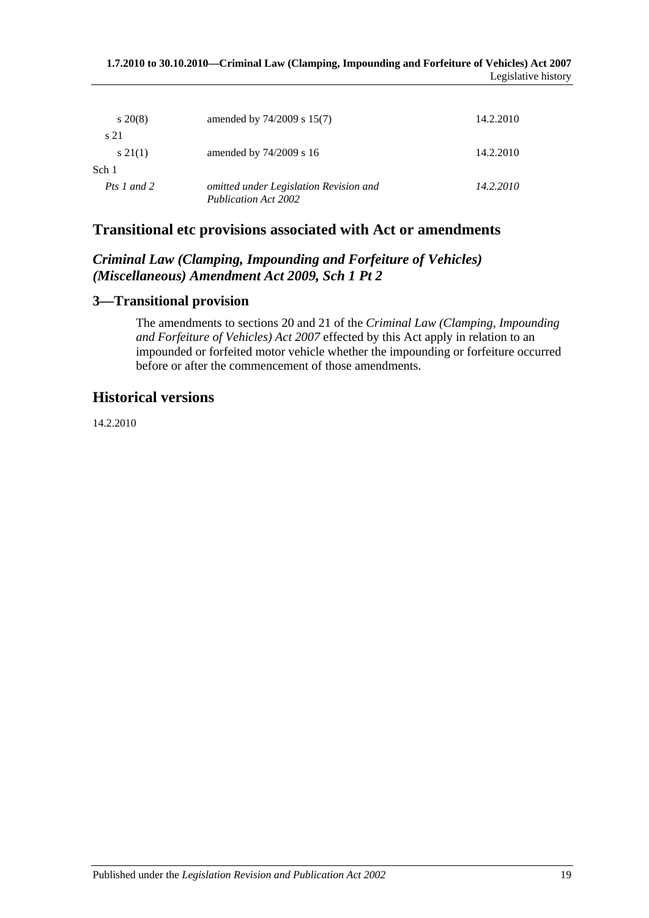| | | |
|---|---|---|
| s 20(8) | amended by 74/2009 s 15(7) | 14.2.2010 |
| s 21 | | |
| s 21(1) | amended by 74/2009 s 16 | 14.2.2010 |
| Sch 1 | | |
| *Pts 1 and 2* | *omitted under Legislation Revision and Publication Act 2002* | *14.2.2010* |

## Transitional etc provisions associated with Act or amendments

### *Criminal Law (Clamping, Impounding and Forfeiture of Vehicles) (Miscellaneous) Amendment Act 2009, Sch 1 Pt 2*

### 3—Transitional provision

The amendments to sections 20 and 21 of the *Criminal Law (Clamping, Impounding and Forfeiture of Vehicles) Act 2007* effected by this Act apply in relation to an impounded or forfeited motor vehicle whether the impounding or forfeiture occurred before or after the commencement of those amendments.

## Historical versions

14.2.2010